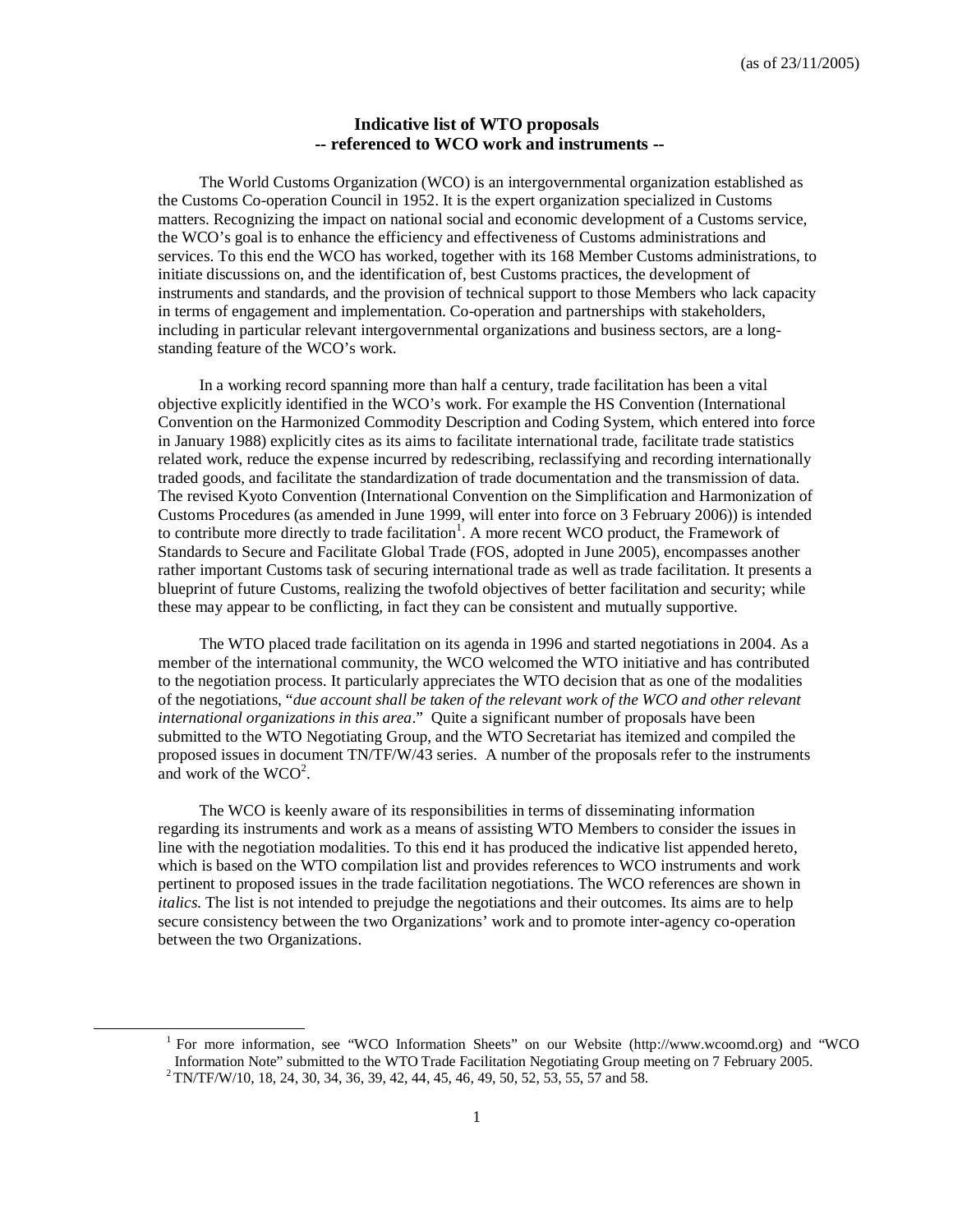(as of 23/11/2005)

# Indicative list of WTO proposals
## -- referenced to WCO work and instruments --

The World Customs Organization (WCO) is an intergovernmental organization established as the Customs Co-operation Council in 1952. It is the expert organization specialized in Customs matters. Recognizing the impact on national social and economic development of a Customs service, the WCO's goal is to enhance the efficiency and effectiveness of Customs administrations and services. To this end the WCO has worked, together with its 168 Member Customs administrations, to initiate discussions on, and the identification of, best Customs practices, the development of instruments and standards, and the provision of technical support to those Members who lack capacity in terms of engagement and implementation. Co-operation and partnerships with stakeholders, including in particular relevant intergovernmental organizations and business sectors, are a long-standing feature of the WCO's work.

In a working record spanning more than half a century, trade facilitation has been a vital objective explicitly identified in the WCO's work. For example the HS Convention (International Convention on the Harmonized Commodity Description and Coding System, which entered into force in January 1988) explicitly cites as its aims to facilitate international trade, facilitate trade statistics related work, reduce the expense incurred by redescribing, reclassifying and recording internationally traded goods, and facilitate the standardization of trade documentation and the transmission of data. The revised Kyoto Convention (International Convention on the Simplification and Harmonization of Customs Procedures (as amended in June 1999, will enter into force on 3 February 2006)) is intended to contribute more directly to trade facilitation[1]. A more recent WCO product, the Framework of Standards to Secure and Facilitate Global Trade (FOS, adopted in June 2005), encompasses another rather important Customs task of securing international trade as well as trade facilitation. It presents a blueprint of future Customs, realizing the twofold objectives of better facilitation and security; while these may appear to be conflicting, in fact they can be consistent and mutually supportive.

The WTO placed trade facilitation on its agenda in 1996 and started negotiations in 2004. As a member of the international community, the WCO welcomed the WTO initiative and has contributed to the negotiation process. It particularly appreciates the WTO decision that as one of the modalities of the negotiations, "*due account shall be taken of the relevant work of the WCO and other relevant international organizations in this area*." Quite a significant number of proposals have been submitted to the WTO Negotiating Group, and the WTO Secretariat has itemized and compiled the proposed issues in document TN/TF/W/43 series. A number of the proposals refer to the instruments and work of the WCO[2].

The WCO is keenly aware of its responsibilities in terms of disseminating information regarding its instruments and work as a means of assisting WTO Members to consider the issues in line with the negotiation modalities. To this end it has produced the indicative list appended hereto, which is based on the WTO compilation list and provides references to WCO instruments and work pertinent to proposed issues in the trade facilitation negotiations. The WCO references are shown in *italics*. The list is not intended to prejudge the negotiations and their outcomes. Its aims are to help secure consistency between the two Organizations' work and to promote inter-agency co-operation between the two Organizations.

---

[1] For more information, see "WCO Information Sheets" on our Website (http://www.wcoomd.org) and "WCO Information Note" submitted to the WTO Trade Facilitation Negotiating Group meeting on 7 February 2005.

[2] TN/TF/W/10, 18, 24, 30, 34, 36, 39, 42, 44, 45, 46, 49, 50, 52, 53, 55, 57 and 58.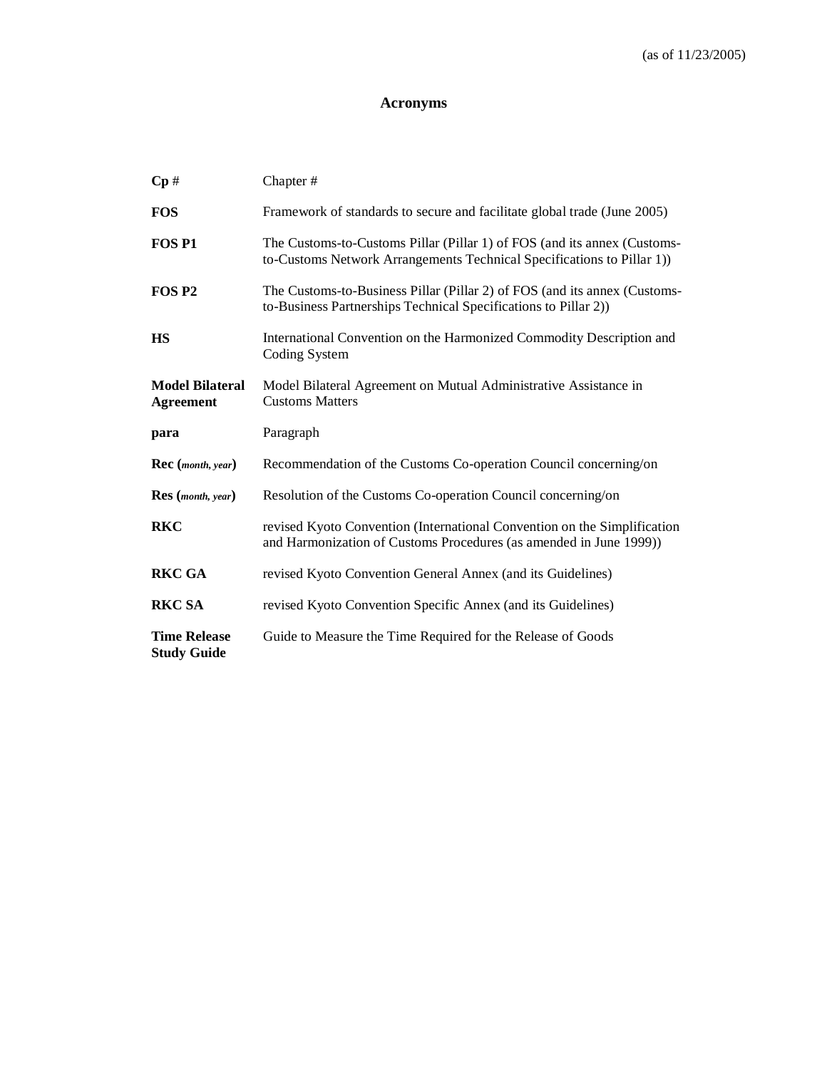(as of 11/23/2005)

# Acronyms

| | |
|---|---|
| **Cp** # | Chapter # |
| **FOS** | Framework of standards to secure and facilitate global trade (June 2005) |
| **FOS P1** | The Customs-to-Customs Pillar (Pillar 1) of FOS (and its annex (Customs-to-Customs Network Arrangements Technical Specifications to Pillar 1)) |
| **FOS P2** | The Customs-to-Business Pillar (Pillar 2) of FOS (and its annex (Customs-to-Business Partnerships Technical Specifications to Pillar 2)) |
| **HS** | International Convention on the Harmonized Commodity Description and Coding System |
| **Model Bilateral Agreement** | Model Bilateral Agreement on Mutual Administrative Assistance in Customs Matters |
| **para** | Paragraph |
| **Rec (*month, year*)** | Recommendation of the Customs Co-operation Council concerning/on |
| **Res (*month, year*)** | Resolution of the Customs Co-operation Council concerning/on |
| **RKC** | revised Kyoto Convention (International Convention on the Simplification and Harmonization of Customs Procedures (as amended in June 1999)) |
| **RKC GA** | revised Kyoto Convention General Annex (and its Guidelines) |
| **RKC SA** | revised Kyoto Convention Specific Annex (and its Guidelines) |
| **Time Release Study Guide** | Guide to Measure the Time Required for the Release of Goods |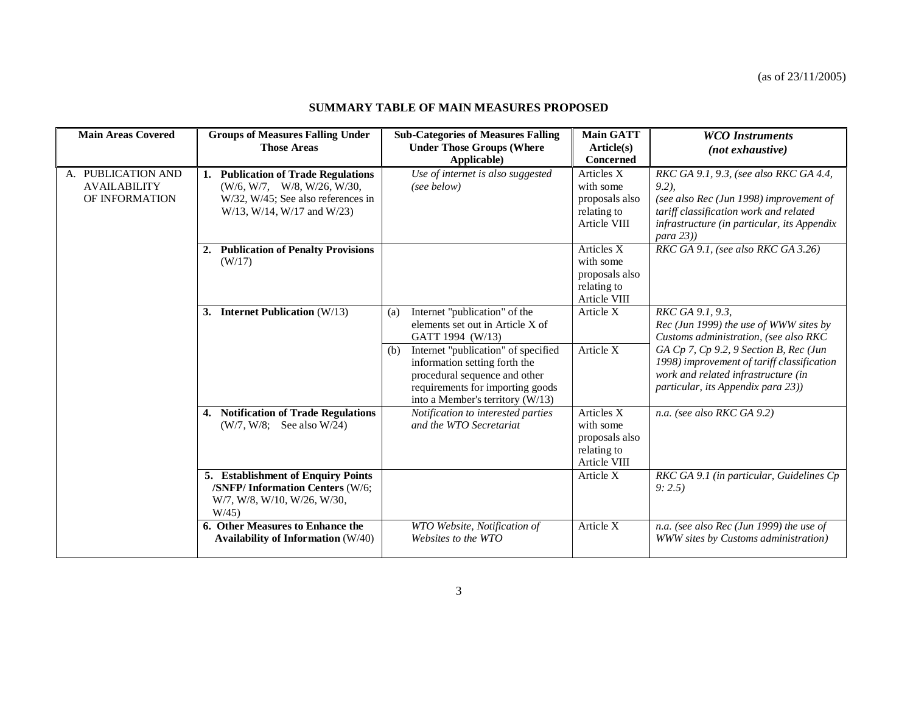(as of 23/11/2005)

**SUMMARY TABLE OF MAIN MEASURES PROPOSED**

| Main Areas Covered | Groups of Measures Falling Under Those Areas | Sub-Categories of Measures Falling Under Those Groups (Where Applicable) | Main GATT Article(s) Concerned | *WCO Instruments (not exhaustive)* |
|---|---|---|---|---|
| A. PUBLICATION AND AVAILABILITY OF INFORMATION | **1. Publication of Trade Regulations** (W/6, W/7, W/8, W/26, W/30, W/32, W/45; See also references in W/13, W/14, W/17 and W/23) | *Use of internet is also suggested (see below)* | Articles X with some proposals also relating to Article VIII | *RKC GA 9.1, 9.3, (see also RKC GA 4.4, 9.2), (see also Rec (Jun 1998) improvement of tariff classification work and related infrastructure (in particular, its Appendix para 23))* |
| | **2. Publication of Penalty Provisions** (W/17) | | Articles X with some proposals also relating to Article VIII | *RKC GA 9.1, (see also RKC GA 3.26)* |
| | **3. Internet Publication** (W/13) | (a) Internet "publication" of the elements set out in Article X of GATT 1994 (W/13) | Article X | *RKC GA 9.1, 9.3, Rec (Jun 1999) the use of WWW sites by Customs administration, (see also RKC GA Cp 7, Cp 9.2, 9 Section B, Rec (Jun 1998) improvement of tariff classification work and related infrastructure (in particular, its Appendix para 23))* |
| | | (b) Internet "publication" of specified information setting forth the procedural sequence and other requirements for importing goods into a Member's territory (W/13) | Article X | |
| | **4. Notification of Trade Regulations** (W/7, W/8; See also W/24) | *Notification to interested parties and the WTO Secretariat* | Articles X with some proposals also relating to Article VIII | *n.a. (see also RKC GA 9.2)* |
| | **5. Establishment of Enquiry Points /SNFP/ Information Centers** (W/6; W/7, W/8, W/10, W/26, W/30, W/45) | | Article X | *RKC GA 9.1 (in particular, Guidelines Cp 9: 2.5)* |
| | **6. Other Measures to Enhance the Availability of Information** (W/40) | *WTO Website, Notification of Websites to the WTO* | Article X | *n.a. (see also Rec (Jun 1999) the use of WWW sites by Customs administration)* |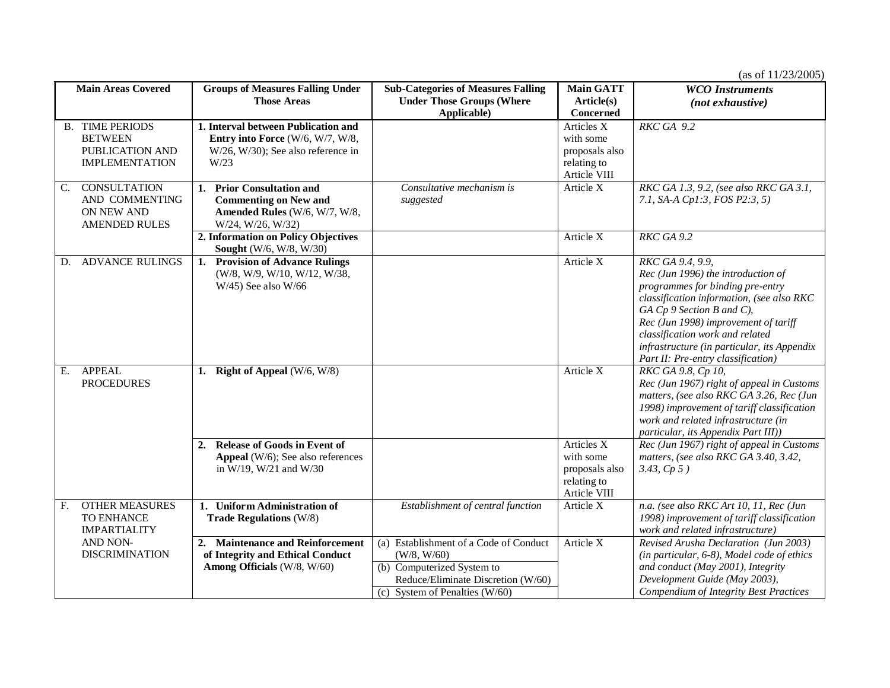(as of 11/23/2005)

| Main Areas Covered | Groups of Measures Falling Under Those Areas | Sub-Categories of Measures Falling Under Those Groups (Where Applicable) | Main GATT Article(s) Concerned | *WCO Instruments (not exhaustive)* |
|---|---|---|---|---|
| B. TIME PERIODS BETWEEN PUBLICATION AND IMPLEMENTATION | **1. Interval between Publication and Entry into Force** (W/6, W/7, W/8, W/26, W/30); See also reference in W/23 | | Articles X with some proposals also relating to Article VIII | *RKC GA 9.2* |
| C. CONSULTATION AND COMMENTING ON NEW AND AMENDED RULES | **1. Prior Consultation and Commenting on New and Amended Rules** (W/6, W/7, W/8, W/24, W/26, W/32) | *Consultative mechanism is suggested* | Article X | *RKC GA 1.3, 9.2, (see also RKC GA 3.1, 7.1, SA-A Cp1:3, FOS P2:3, 5)* |
| | **2. Information on Policy Objectives Sought** (W/6, W/8, W/30) | | Article X | *RKC GA 9.2* |
| D. ADVANCE RULINGS | **1. Provision of Advance Rulings** (W/8, W/9, W/10, W/12, W/38, W/45) See also W/66 | | Article X | *RKC GA 9.4, 9.9, Rec (Jun 1996) the introduction of programmes for binding pre-entry classification information, (see also RKC GA Cp 9 Section B and C), Rec (Jun 1998) improvement of tariff classification work and related infrastructure (in particular, its Appendix Part II: Pre-entry classification)* |
| E. APPEAL PROCEDURES | **1. Right of Appeal** (W/6, W/8) | | Article X | *RKC GA 9.8, Cp 10, Rec (Jun 1967) right of appeal in Customs matters, (see also RKC GA 3.26, Rec (Jun 1998) improvement of tariff classification work and related infrastructure (in particular, its Appendix Part III))* |
| | **2. Release of Goods in Event of Appeal** (W/6); See also references in W/19, W/21 and W/30 | | Articles X with some proposals also relating to Article VIII | *Rec (Jun 1967) right of appeal in Customs matters, (see also RKC GA 3.40, 3.42, 3.43, Cp 5 )* |
| F. OTHER MEASURES TO ENHANCE IMPARTIALITY AND NON-DISCRIMINATION | **1. Uniform Administration of Trade Regulations** (W/8) | *Establishment of central function* | Article X | *n.a. (see also RKC Art 10, 11, Rec (Jun 1998) improvement of tariff classification work and related infrastructure)* |
| | **2. Maintenance and Reinforcement of Integrity and Ethical Conduct Among Officials** (W/8, W/60) | (a) Establishment of a Code of Conduct (W/8, W/60)<br>(b) Computerized System to Reduce/Eliminate Discretion (W/60)<br>(c) System of Penalties (W/60) | Article X | *Revised Arusha Declaration (Jun 2003) (in particular, 6-8), Model code of ethics and conduct (May 2001), Integrity Development Guide (May 2003), Compendium of Integrity Best Practices* |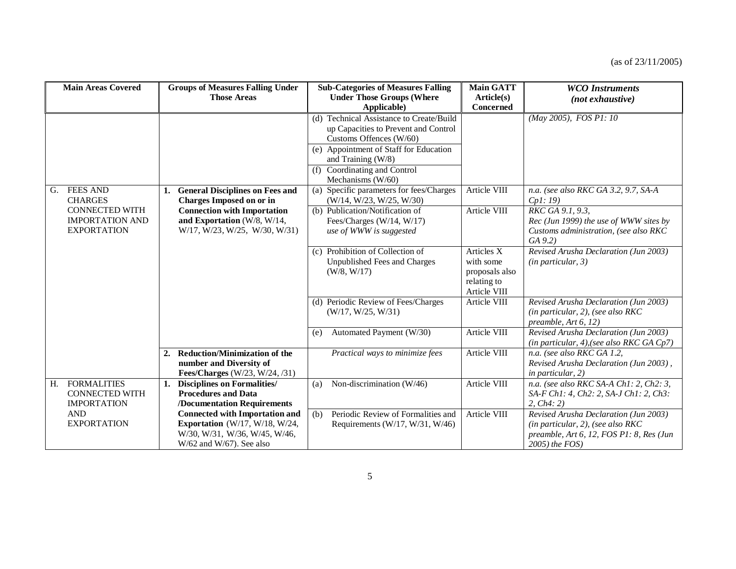(as of 23/11/2005)

| Main Areas Covered | Groups of Measures Falling Under Those Areas | Sub-Categories of Measures Falling Under Those Groups (Where Applicable) | Main GATT Article(s) Concerned | *WCO Instruments (not exhaustive)* |
|---|---|---|---|---|
| | | (d) Technical Assistance to Create/Build up Capacities to Prevent and Control Customs Offences (W/60) | | *(May 2005), FOS P1: 10* |
| | | (e) Appointment of Staff for Education and Training (W/8) | | |
| | | (f) Coordinating and Control Mechanisms (W/60) | | |
| G. FEES AND CHARGES CONNECTED WITH IMPORTATION AND EXPORTATION | **1. General Disciplines on Fees and Charges Imposed on or in Connection with Importation and Exportation** (W/8, W/14, W/17, W/23, W/25, W/30, W/31) | (a) Specific parameters for fees/Charges (W/14, W/23, W/25, W/30) | Article VIII | *n.a. (see also RKC GA 3.2, 9.7, SA-A Cp1: 19)* |
| | | (b) Publication/Notification of Fees/Charges (W/14, W/17) *use of WWW is suggested* | Article VIII | *RKC GA 9.1, 9.3, Rec (Jun 1999) the use of WWW sites by Customs administration, (see also RKC GA 9.2)* |
| | | (c) Prohibition of Collection of Unpublished Fees and Charges (W/8, W/17) | Articles X with some proposals also relating to Article VIII | *Revised Arusha Declaration (Jun 2003) (in particular, 3)* |
| | | (d) Periodic Review of Fees/Charges (W/17, W/25, W/31) | Article VIII | *Revised Arusha Declaration (Jun 2003) (in particular, 2), (see also RKC preamble, Art 6, 12)* |
| | | (e) Automated Payment (W/30) | Article VIII | *Revised Arusha Declaration (Jun 2003) (in particular, 4),(see also RKC GA Cp7)* |
| | **2. Reduction/Minimization of the number and Diversity of Fees/Charges** (W/23, W/24, /31) | *Practical ways to minimize fees* | Article VIII | *n.a. (see also RKC GA 1.2, Revised Arusha Declaration (Jun 2003), in particular, 2)* |
| H. FORMALITIES CONNECTED WITH IMPORTATION AND EXPORTATION | **1. Disciplines on Formalities/ Procedures and Data /Documentation Requirements Connected with Importation and Exportation** (W/17, W/18, W/24, W/30, W/31, W/36, W/45, W/46, W/62 and W/67). See also | (a) Non-discrimination (W/46) | Article VIII | *n.a. (see also RKC SA-A Ch1: 2, Ch2: 3, SA-F Ch1: 4, Ch2: 2, SA-J Ch1: 2, Ch3: 2, Ch4: 2)* |
| | | (b) Periodic Review of Formalities and Requirements (W/17, W/31, W/46) | Article VIII | *Revised Arusha Declaration (Jun 2003) (in particular, 2), (see also RKC preamble, Art 6, 12, FOS P1: 8, Res (Jun 2005) the FOS)* |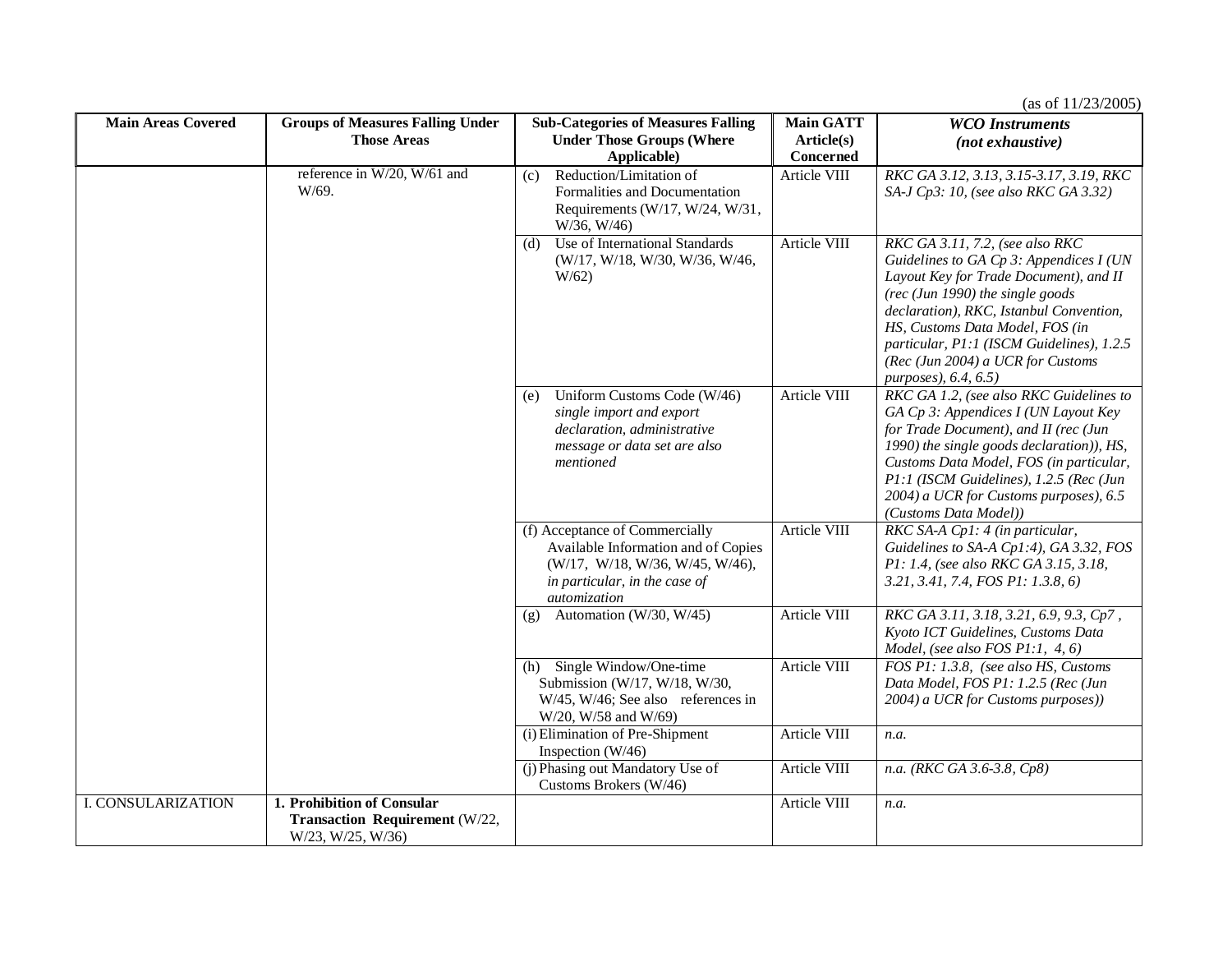(as of 11/23/2005)

| Main Areas Covered | Groups of Measures Falling Under Those Areas | Sub-Categories of Measures Falling Under Those Groups (Where Applicable) | Main GATT Article(s) Concerned | *WCO Instruments (not exhaustive)* |
|---|---|---|---|---|
| | reference in W/20, W/61 and W/69. | (c) Reduction/Limitation of Formalities and Documentation Requirements (W/17, W/24, W/31, W/36, W/46) | Article VIII | *RKC GA 3.12, 3.13, 3.15-3.17, 3.19, RKC SA-J Cp3: 10, (see also RKC GA 3.32)* |
| | | (d) Use of International Standards (W/17, W/18, W/30, W/36, W/46, W/62) | Article VIII | *RKC GA 3.11, 7.2, (see also RKC Guidelines to GA Cp 3: Appendices I (UN Layout Key for Trade Document), and II (rec (Jun 1990) the single goods declaration), RKC, Istanbul Convention, HS, Customs Data Model, FOS (in particular, P1:1 (ISCM Guidelines), 1.2.5 (Rec (Jun 2004) a UCR for Customs purposes), 6.4, 6.5)* |
| | | (e) Uniform Customs Code (W/46) *single import and export declaration, administrative message or data set are also mentioned* | Article VIII | *RKC GA 1.2, (see also RKC Guidelines to GA Cp 3: Appendices I (UN Layout Key for Trade Document), and II (rec (Jun 1990) the single goods declaration)), HS, Customs Data Model, FOS (in particular, P1:1 (ISCM Guidelines), 1.2.5 (Rec (Jun 2004) a UCR for Customs purposes), 6.5 (Customs Data Model))* |
| | | (f) Acceptance of Commercially Available Information and of Copies (W/17, W/18, W/36, W/45, W/46), *in particular, in the case of automization* | Article VIII | *RKC SA-A Cp1: 4 (in particular, Guidelines to SA-A Cp1:4), GA 3.32, FOS P1: 1.4, (see also RKC GA 3.15, 3.18, 3.21, 3.41, 7.4, FOS P1: 1.3.8, 6)* |
| | | (g) Automation (W/30, W/45) | Article VIII | *RKC GA 3.11, 3.18, 3.21, 6.9, 9.3, Cp7 , Kyoto ICT Guidelines, Customs Data Model, (see also FOS P1:1, 4, 6)* |
| | | (h) Single Window/One-time Submission (W/17, W/18, W/30, W/45, W/46; See also references in W/20, W/58 and W/69) | Article VIII | *FOS P1: 1.3.8, (see also HS, Customs Data Model, FOS P1: 1.2.5 (Rec (Jun 2004) a UCR for Customs purposes))* |
| | | (i) Elimination of Pre-Shipment Inspection (W/46) | Article VIII | *n.a.* |
| | | (j) Phasing out Mandatory Use of Customs Brokers (W/46) | Article VIII | *n.a. (RKC GA 3.6-3.8, Cp8)* |
| I. CONSULARIZATION | **1. Prohibition of Consular Transaction Requirement** (W/22, W/23, W/25, W/36) | | Article VIII | *n.a.* |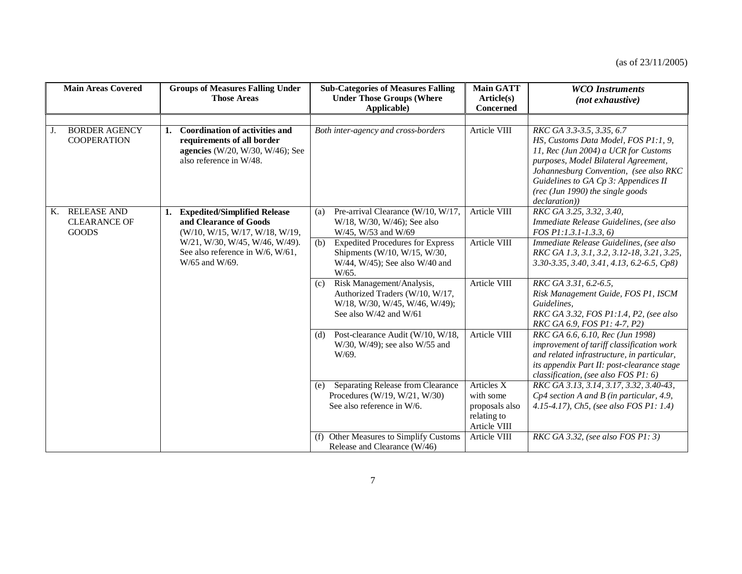(as of 23/11/2005)

| Main Areas Covered | Groups of Measures Falling Under Those Areas | Sub-Categories of Measures Falling Under Those Groups (Where Applicable) | Main GATT Article(s) Concerned | *WCO Instruments (not exhaustive)* |
|---|---|---|---|---|
| J. BORDER AGENCY COOPERATION | 1. **Coordination of activities and requirements of all border agencies** (W/20, W/30, W/46); See also reference in W/48. | *Both inter-agency and cross-borders* | Article VIII | *RKC GA 3.3-3.5, 3.35, 6.7 HS, Customs Data Model, FOS P1:1, 9, 11, Rec (Jun 2004) a UCR for Customs purposes, Model Bilateral Agreement, Johannesburg Convention, (see also RKC Guidelines to GA Cp 3: Appendices II (rec (Jun 1990) the single goods declaration))* |
| K. RELEASE AND CLEARANCE OF GOODS | 1. **Expedited/Simplified Release and Clearance of Goods** (W/10, W/15, W/17, W/18, W/19, W/21, W/30, W/45, W/46, W/49). See also reference in W/6, W/61, W/65 and W/69. | (a) Pre-arrival Clearance (W/10, W/17, W/18, W/30, W/46); See also W/45, W/53 and W/69 | Article VIII | *RKC GA 3.25, 3.32, 3.40, Immediate Release Guidelines, (see also FOS P1:1.3.1-1.3.3, 6)* |
| | | (b) Expedited Procedures for Express Shipments (W/10, W/15, W/30, W/44, W/45); See also W/40 and W/65. | Article VIII | *Immediate Release Guidelines, (see also RKC GA 1.3, 3.1, 3.2, 3.12-18, 3.21, 3.25, 3.30-3.35, 3.40, 3.41, 4.13, 6.2-6.5, Cp8)* |
| | | (c) Risk Management/Analysis, Authorized Traders (W/10, W/17, W/18, W/30, W/45, W/46, W/49); See also W/42 and W/61 | Article VIII | *RKC GA 3.31, 6.2-6.5, Risk Management Guide, FOS P1, ISCM Guidelines, RKC GA 3.32, FOS P1:1.4, P2, (see also RKC GA 6.9, FOS P1: 4-7, P2)* |
| | | (d) Post-clearance Audit (W/10, W/18, W/30, W/49); see also W/55 and W/69. | Article VIII | *RKC GA 6.6, 6.10, Rec (Jun 1998) improvement of tariff classification work and related infrastructure, in particular, its appendix Part II: post-clearance stage classification, (see also FOS P1: 6)* |
| | | (e) Separating Release from Clearance Procedures (W/19, W/21, W/30) See also reference in W/6. | Articles X with some proposals also relating to Article VIII | *RKC GA 3.13, 3.14, 3.17, 3.32, 3.40-43, Cp4 section A and B (in particular, 4.9, 4.15-4.17), Ch5, (see also FOS P1: 1.4)* |
| | | (f) Other Measures to Simplify Customs Release and Clearance (W/46) | Article VIII | *RKC GA 3.32, (see also FOS P1: 3)* |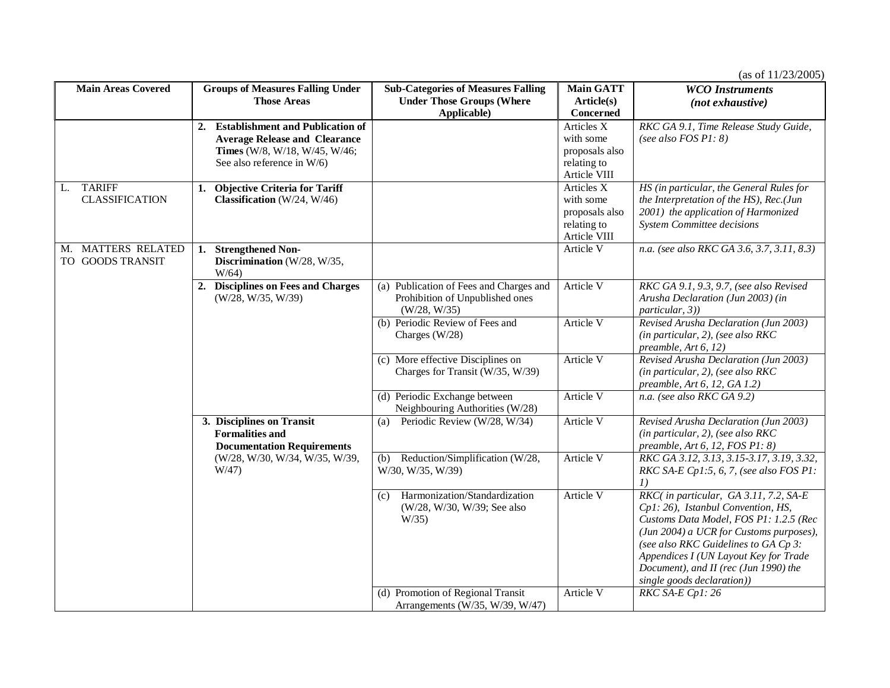(as of 11/23/2005)

| Main Areas Covered | Groups of Measures Falling Under Those Areas | Sub-Categories of Measures Falling Under Those Groups (Where Applicable) | Main GATT Article(s) Concerned | *WCO Instruments (not exhaustive)* |
|---|---|---|---|---|
| | **2. Establishment and Publication of Average Release and Clearance Times** (W/8, W/18, W/45, W/46; See also reference in W/6) | | Articles X with some proposals also relating to Article VIII | *RKC GA 9.1, Time Release Study Guide, (see also FOS P1: 8)* |
| L. TARIFF CLASSIFICATION | **1. Objective Criteria for Tariff Classification** (W/24, W/46) | | Articles X with some proposals also relating to Article VIII | *HS (in particular, the General Rules for the Interpretation of the HS), Rec.(Jun 2001) the application of Harmonized System Committee decisions* |
| M. MATTERS RELATED TO GOODS TRANSIT | **1. Strengthened Non-Discrimination** (W/28, W/35, W/64) | | Article V | *n.a. (see also RKC GA 3.6, 3.7, 3.11, 8.3)* |
| | **2. Disciplines on Fees and Charges** (W/28, W/35, W/39) | (a) Publication of Fees and Charges and Prohibition of Unpublished ones (W/28, W/35) | Article V | *RKC GA 9.1, 9.3, 9.7, (see also Revised Arusha Declaration (Jun 2003) (in particular, 3))* |
| | | (b) Periodic Review of Fees and Charges (W/28) | Article V | *Revised Arusha Declaration (Jun 2003) (in particular, 2), (see also RKC preamble, Art 6, 12)* |
| | | (c) More effective Disciplines on Charges for Transit (W/35, W/39) | Article V | *Revised Arusha Declaration (Jun 2003) (in particular, 2), (see also RKC preamble, Art 6, 12, GA 1.2)* |
| | | (d) Periodic Exchange between Neighbouring Authorities (W/28) | Article V | *n.a. (see also RKC GA 9.2)* |
| | **3. Disciplines on Transit Formalities and Documentation Requirements** (W/28, W/30, W/34, W/35, W/39, W/47) | (a) Periodic Review (W/28, W/34) | Article V | *Revised Arusha Declaration (Jun 2003) (in particular, 2), (see also RKC preamble, Art 6, 12, FOS P1: 8)* |
| | | (b) Reduction/Simplification (W/28, W/30, W/35, W/39) | Article V | *RKC GA 3.12, 3.13, 3.15-3.17, 3.19, 3.32, RKC SA-E Cp1:5, 6, 7, (see also FOS P1: 1)* |
| | | (c) Harmonization/Standardization (W/28, W/30, W/39; See also W/35) | Article V | *RKC( in particular, GA 3.11, 7.2, SA-E Cp1: 26), Istanbul Convention, HS, Customs Data Model, FOS P1: 1.2.5 (Rec (Jun 2004) a UCR for Customs purposes), (see also RKC Guidelines to GA Cp 3: Appendices I (UN Layout Key for Trade Document), and II (rec (Jun 1990) the single goods declaration))* |
| | | (d) Promotion of Regional Transit Arrangements (W/35, W/39, W/47) | Article V | *RKC SA-E Cp1: 26* |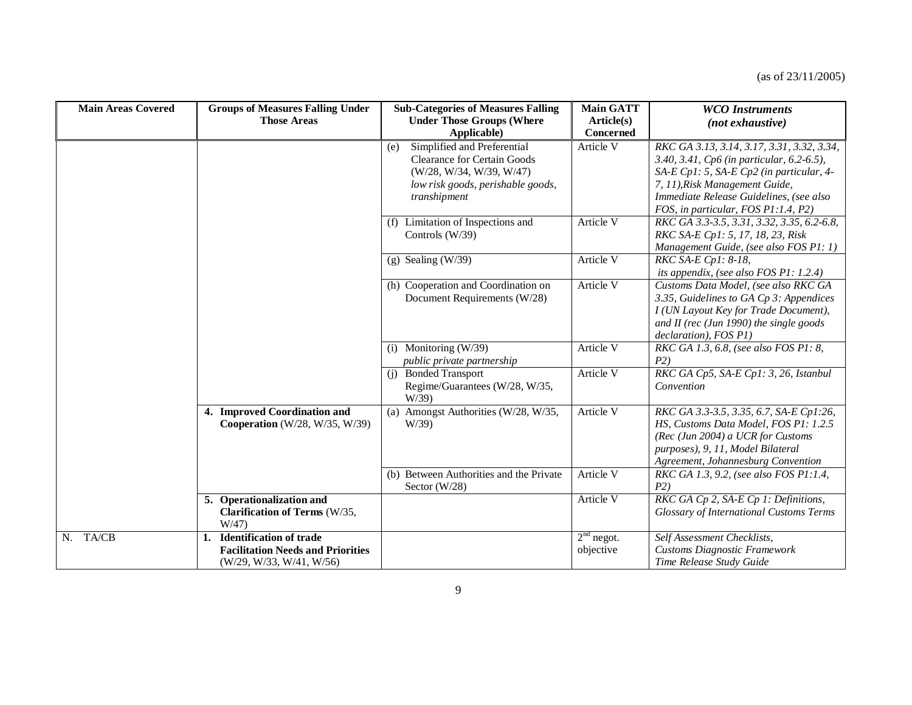(as of 23/11/2005)

| Main Areas Covered | Groups of Measures Falling Under Those Areas | Sub-Categories of Measures Falling Under Those Groups (Where Applicable) | Main GATT Article(s) Concerned | *WCO Instruments (not exhaustive)* |
|---|---|---|---|---|
| | | (e) Simplified and Preferential Clearance for Certain Goods (W/28, W/34, W/39, W/47) *low risk goods, perishable goods, transhipment* | Article V | *RKC GA 3.13, 3.14, 3.17, 3.31, 3.32, 3.34, 3.40, 3.41, Cp6 (in particular, 6.2-6.5), SA-E Cp1: 5, SA-E Cp2 (in particular, 4-7, 11),Risk Management Guide, Immediate Release Guidelines, (see also FOS, in particular, FOS P1:1.4, P2)* |
| | | (f) Limitation of Inspections and Controls (W/39) | Article V | *RKC GA 3.3-3.5, 3.31, 3.32, 3.35, 6.2-6.8, RKC SA-E Cp1: 5, 17, 18, 23, Risk Management Guide, (see also FOS P1: 1)* |
| | | (g) Sealing (W/39) | Article V | *RKC SA-E Cp1: 8-18, its appendix, (see also FOS P1: 1.2.4)* |
| | | (h) Cooperation and Coordination on Document Requirements (W/28) | Article V | *Customs Data Model, (see also RKC GA 3.35, Guidelines to GA Cp 3: Appendices I (UN Layout Key for Trade Document), and II (rec (Jun 1990) the single goods declaration), FOS P1)* |
| | | (i) Monitoring (W/39) *public private partnership* | Article V | *RKC GA 1.3, 6.8, (see also FOS P1: 8, P2)* |
| | | (j) Bonded Transport Regime/Guarantees (W/28, W/35, W/39) | Article V | *RKC GA Cp5, SA-E Cp1: 3, 26, Istanbul Convention* |
| | **4. Improved Coordination and Cooperation** (W/28, W/35, W/39) | (a) Amongst Authorities (W/28, W/35, W/39) | Article V | *RKC GA 3.3-3.5, 3.35, 6.7, SA-E Cp1:26, HS, Customs Data Model, FOS P1: 1.2.5 (Rec (Jun 2004) a UCR for Customs purposes), 9, 11, Model Bilateral Agreement, Johannesburg Convention* |
| | | (b) Between Authorities and the Private Sector (W/28) | Article V | *RKC GA 1.3, 9.2, (see also FOS P1:1.4, P2)* |
| | **5. Operationalization and Clarification of Terms** (W/35, W/47) | | Article V | *RKC GA Cp 2, SA-E Cp 1: Definitions, Glossary of International Customs Terms* |
| N. TA/CB | **1. Identification of trade Facilitation Needs and Priorities** (W/29, W/33, W/41, W/56) | | 2nd negot. objective | *Self Assessment Checklists, Customs Diagnostic Framework Time Release Study Guide* |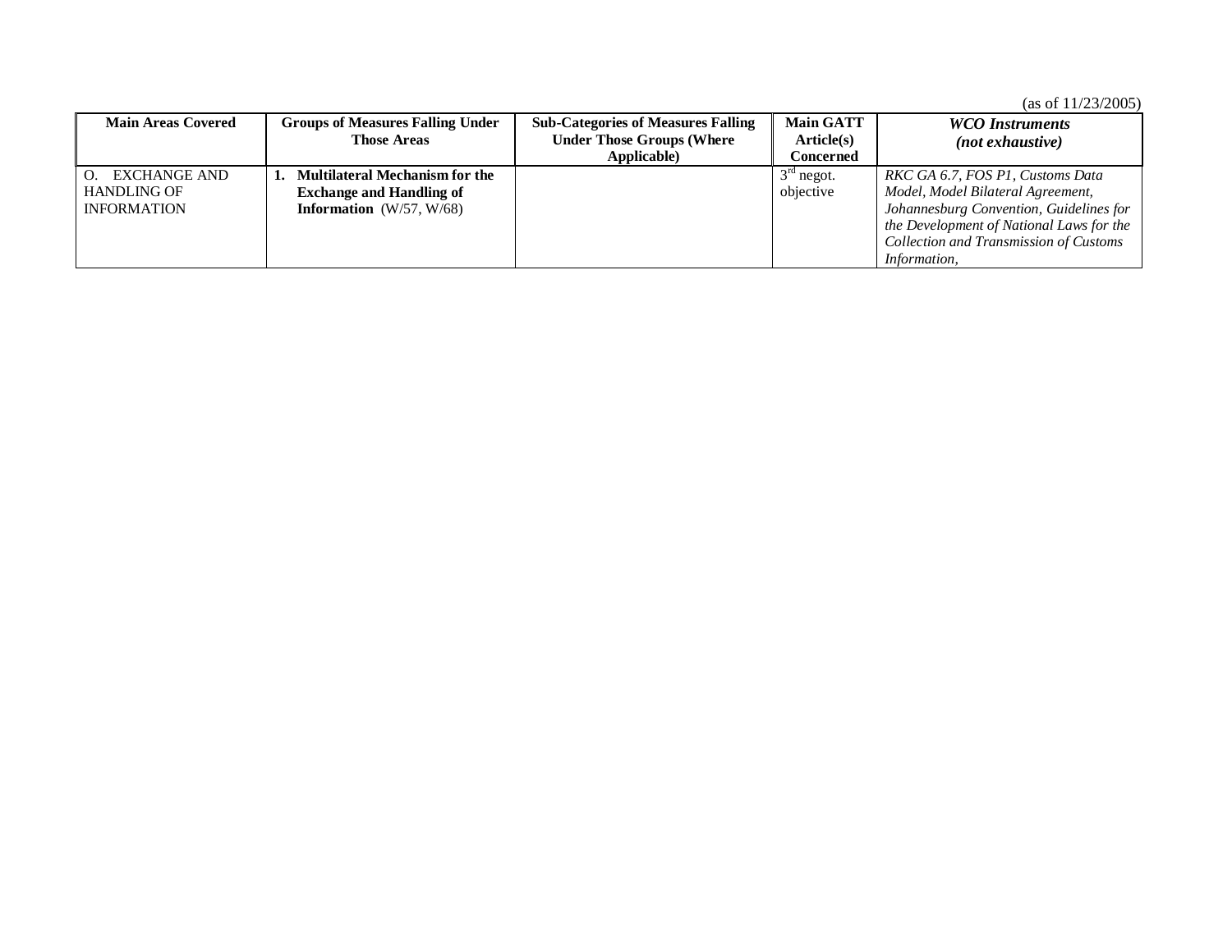(as of 11/23/2005)

| **Main Areas Covered** | **Groups of Measures Falling Under Those Areas** | **Sub-Categories of Measures Falling Under Those Groups (Where Applicable)** | **Main GATT Article(s) Concerned** | ***WCO Instruments (not exhaustive)*** |
|---|---|---|---|---|
| O. EXCHANGE AND HANDLING OF INFORMATION | **1. Multilateral Mechanism for the Exchange and Handling of Information** (W/57, W/68) | | 3rd negot. objective | *RKC GA 6.7, FOS P1, Customs Data Model, Model Bilateral Agreement, Johannesburg Convention, Guidelines for the Development of National Laws for the Collection and Transmission of Customs Information,* |